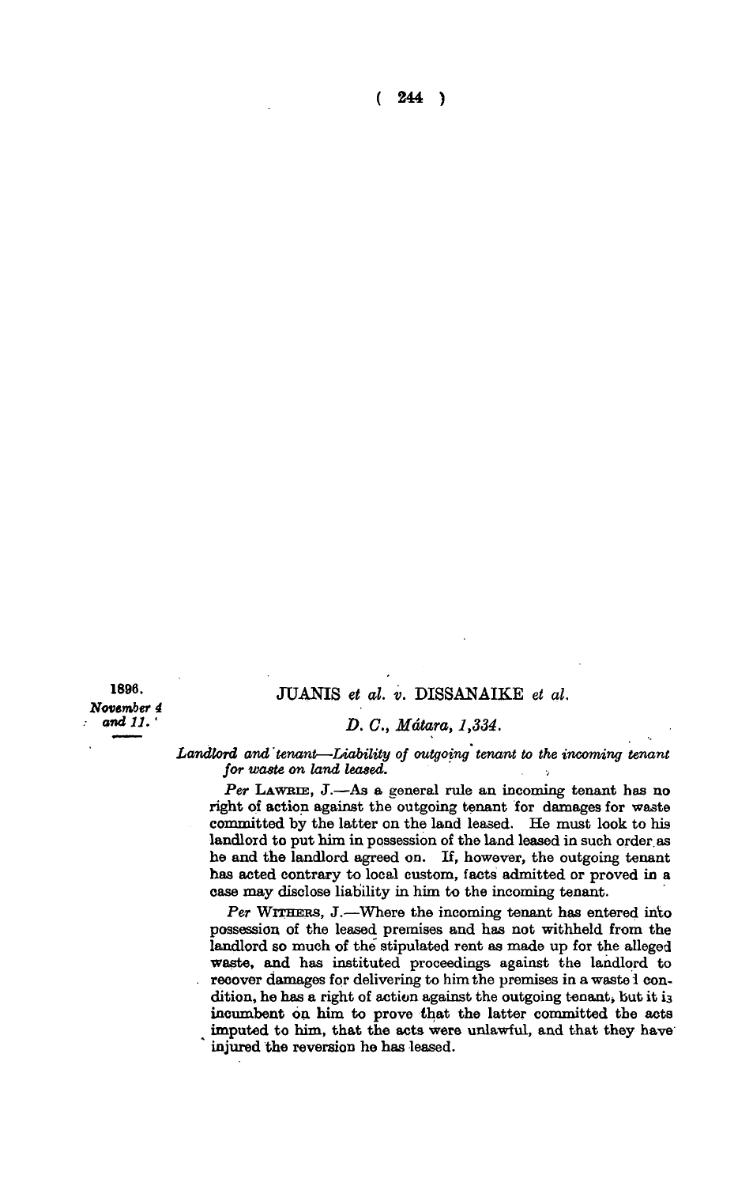1896.
*November 4 and 11.*

## JUANIS *et al. v.* DISSANAIKE *et al.*

*D. C., Mátara, 1,334.*

*Landlord and tenant—Liability of outgoing tenant to the incoming tenant for waste on land leased.*

*Per* LAWRIE, J.—As a general rule an incoming tenant has no right of action against the outgoing tenant for damages for waste committed by the latter on the land leased. He must look to his landlord to put him in possession of the land leased in such order as he and the landlord agreed on. If, however, the outgoing tenant has acted contrary to local custom, facts admitted or proved in a case may disclose liability in him to the incoming tenant.

*Per* WITHERS, J.—Where the incoming tenant has entered into possession of the leased premises and has not withheld from the landlord so much of the stipulated rent as made up for the alleged waste, and has instituted proceedings against the landlord to recover damages for delivering to him the premises in a wasted condition, he has a right of action against the outgoing tenant, but it is incumbent on him to prove that the latter committed the acts imputed to him, that the acts were unlawful, and that they have injured the reversion he has leased.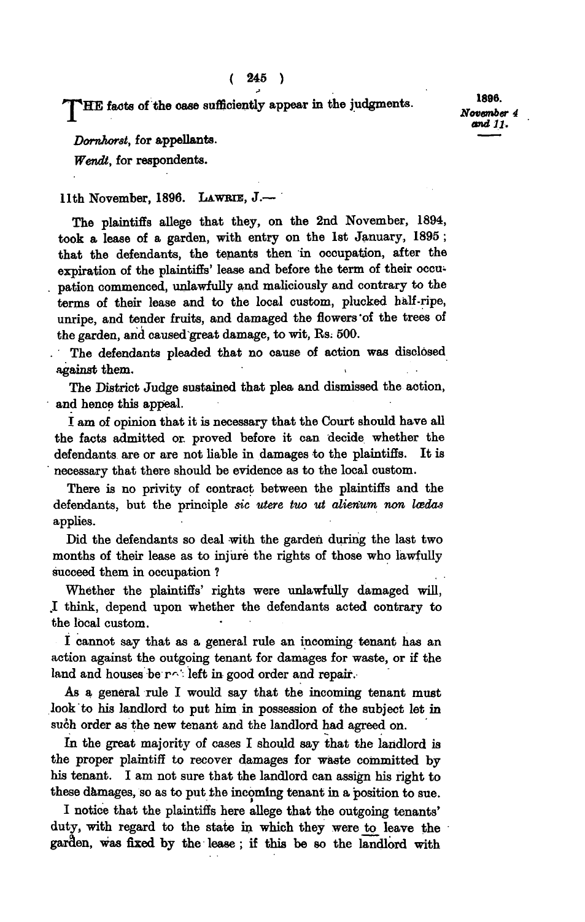THE facts of the case sufficiently appear in the judgments.

1896. *November 4 and 11.*

*Dornhorst*, for appellants.

*Wendt*, for respondents.

11th November, 1896. LAWRIE, J.—

The plaintiffs allege that they, on the 2nd November, 1894, took a lease of a garden, with entry on the 1st January, 1895; that the defendants, the tenants then in occupation, after the expiration of the plaintiffs' lease and before the term of their occupation commenced, unlawfully and maliciously and contrary to the terms of their lease and to the local custom, plucked half-ripe, unripe, and tender fruits, and damaged the flowers of the trees of the garden, and caused great damage, to wit, Rs. 500.

The defendants pleaded that no cause of action was disclosed against them.

The District Judge sustained that plea and dismissed the action, and hence this appeal.

I am of opinion that it is necessary that the Court should have all the facts admitted or proved before it can decide whether the defendants are or are not liable in damages to the plaintiffs. It is necessary that there should be evidence as to the local custom.

There is no privity of contract between the plaintiffs and the defendants, but the principle *sic utere tuo ut alienum non lædas* applies.

Did the defendants so deal with the garden during the last two months of their lease as to injure the rights of those who lawfully succeed them in occupation?

Whether the plaintiffs' rights were unlawfully damaged will, I think, depend upon whether the defendants acted contrary to the local custom.

I cannot say that as a general rule an incoming tenant has an action against the outgoing tenant for damages for waste, or if the land and houses be not left in good order and repair.

As a general rule I would say that the incoming tenant must look to his landlord to put him in possession of the subject let in such order as the new tenant and the landlord had agreed on.

In the great majority of cases I should say that the landlord is the proper plaintiff to recover damages for waste committed by his tenant. I am not sure that the landlord can assign his right to these damages, so as to put the incoming tenant in a position to sue.

I notice that the plaintiffs here allege that the outgoing tenants' duty, with regard to the state in which they were to leave the garden, was fixed by the lease; if this be so the landlord with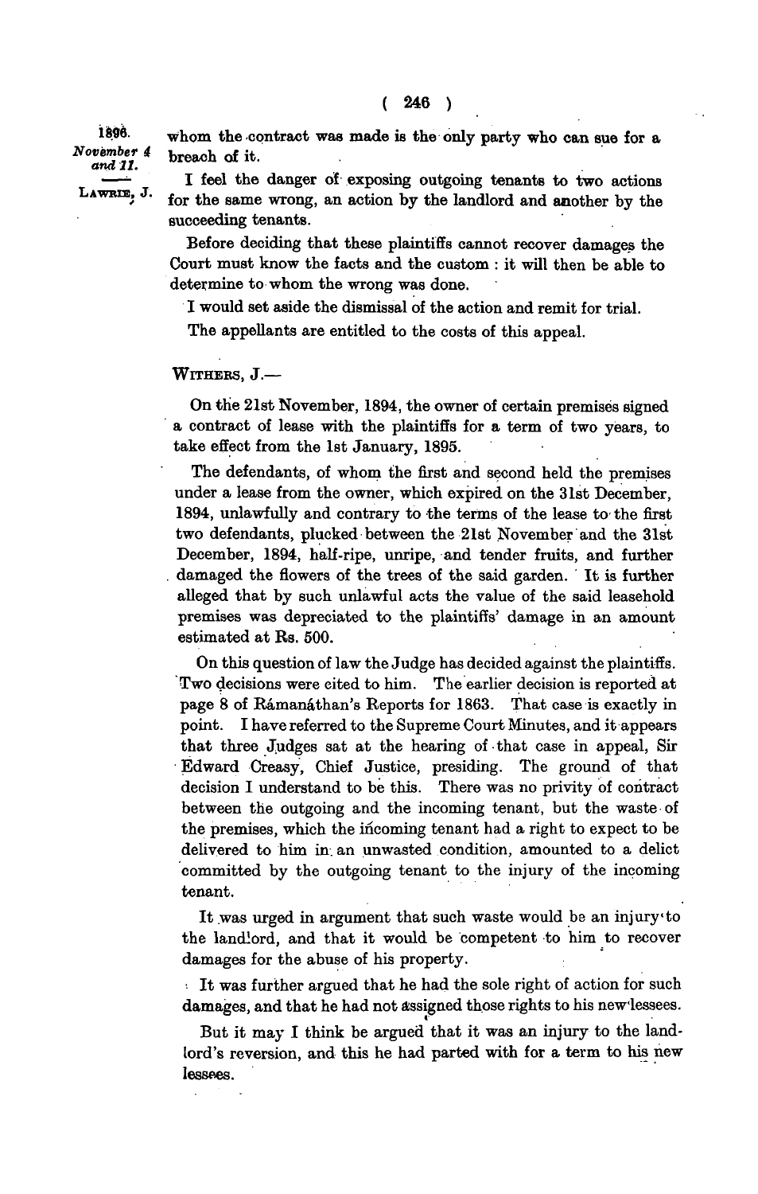whom the contract was made is the only party who can sue for a breach of it.

I feel the danger of exposing outgoing tenants to two actions for the same wrong, an action by the landlord and another by the succeeding tenants.

Before deciding that these plaintiffs cannot recover damages the Court must know the facts and the custom : it will then be able to determine to whom the wrong was done.

I would set aside the dismissal of the action and remit for trial.

The appellants are entitled to the costs of this appeal.

WITHERS, J.—

On the 21st November, 1894, the owner of certain premises signed a contract of lease with the plaintiffs for a term of two years, to take effect from the 1st January, 1895.

The defendants, of whom the first and second held the premises under a lease from the owner, which expired on the 31st December, 1894, unlawfully and contrary to the terms of the lease to the first two defendants, plucked between the 21st November and the 31st December, 1894, half-ripe, unripe, and tender fruits, and further damaged the flowers of the trees of the said garden. It is further alleged that by such unlawful acts the value of the said leasehold premises was depreciated to the plaintiffs' damage in an amount estimated at Rs. 500.

On this question of law the Judge has decided against the plaintiffs. Two decisions were cited to him. The earlier decision is reported at page 8 of Rámanáthan's Reports for 1863. That case is exactly in point. I have referred to the Supreme Court Minutes, and it appears that three Judges sat at the hearing of that case in appeal, Sir Edward Creasy, Chief Justice, presiding. The ground of that decision I understand to be this. There was no privity of contract between the outgoing and the incoming tenant, but the waste of the premises, which the incoming tenant had a right to expect to be delivered to him in an unwasted condition, amounted to a delict committed by the outgoing tenant to the injury of the incoming tenant.

It was urged in argument that such waste would be an injury to the landlord, and that it would be competent to him to recover damages for the abuse of his property.

It was further argued that he had the sole right of action for such damages, and that he had not assigned those rights to his new lessees.

But it may I think be argued that it was an injury to the landlord's reversion, and this he had parted with for a term to his new lessees.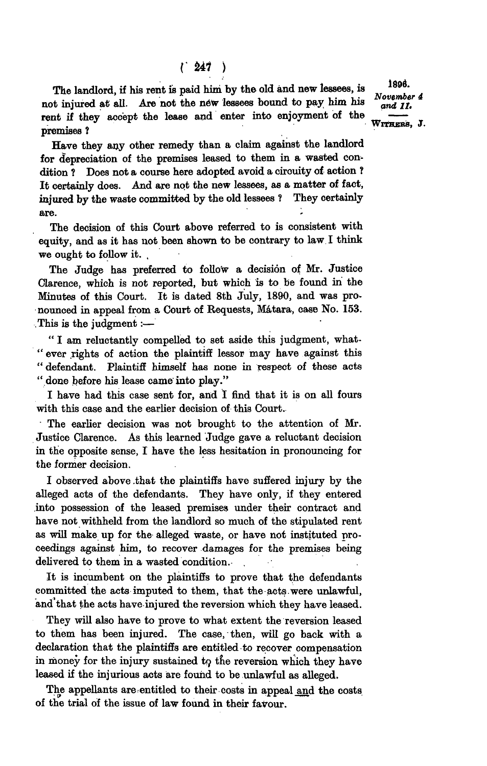The landlord, if his rent is paid him by the old and new lessees, is not injured at all. Are not the new lessees bound to pay him his rent if they accept the lease and enter into enjoyment of the premises?

Have they any other remedy than a claim against the landlord for depreciation of the premises leased to them in a wasted condition? Does not a course here adopted avoid a circuity of action? It certainly does. And are not the new lessees, as a matter of fact, injured by the waste committed by the old lessees? They certainly are.

The decision of this Court above referred to is consistent with equity, and as it has not been shown to be contrary to law I think we ought to follow it.

The Judge has preferred to follow a decision of Mr. Justice Clarence, which is not reported, but which is to be found in the Minutes of this Court. It is dated 8th July, 1890, and was pronounced in appeal from a Court of Requests, Mátara, case No. 153. This is the judgment:—

"I am reluctantly compelled to set aside this judgment, whatever rights of action the plaintiff lessor may have against this defendant. Plaintiff himself has none in respect of these acts done before his lease came into play."

I have had this case sent for, and I find that it is on all fours with this case and the earlier decision of this Court.

The earlier decision was not brought to the attention of Mr. Justice Clarence. As this learned Judge gave a reluctant decision in the opposite sense, I have the less hesitation in pronouncing for the former decision.

I observed above that the plaintiffs have suffered injury by the alleged acts of the defendants. They have only, if they entered into possession of the leased premises under their contract and have not withheld from the landlord so much of the stipulated rent as will make up for the alleged waste, or have not instituted proceedings against him, to recover damages for the premises being delivered to them in a wasted condition.

It is incumbent on the plaintiffs to prove that the defendants committed the acts imputed to them, that the acts were unlawful, and that the acts have injured the reversion which they have leased.

They will also have to prove to what extent the reversion leased to them has been injured. The case, then, will go back with a declaration that the plaintiffs are entitled to recover compensation in money for the injury sustained to the reversion which they have leased if the injurious acts are found to be unlawful as alleged.

The appellants are entitled to their costs in appeal and the costs of the trial of the issue of law found in their favour.